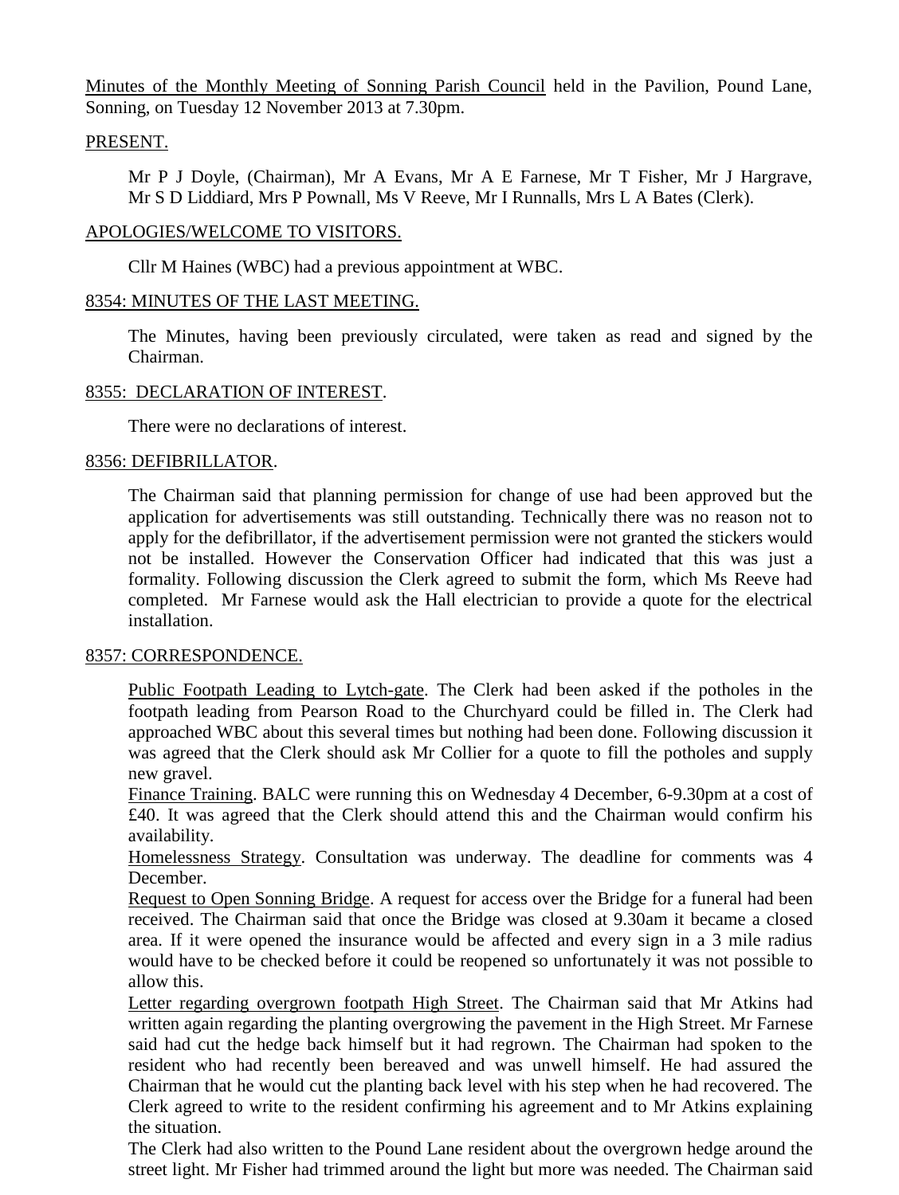Minutes of the Monthly Meeting of Sonning Parish Council held in the Pavilion, Pound Lane, Sonning, on Tuesday 12 November 2013 at 7.30pm.

PRESENT.

Mr P J Doyle, (Chairman), Mr A Evans, Mr A E Farnese, Mr T Fisher, Mr J Hargrave, Mr S D Liddiard, Mrs P Pownall, Ms V Reeve, Mr I Runnalls, Mrs L A Bates (Clerk).

APOLOGIES/WELCOME TO VISITORS.

Cllr M Haines (WBC) had a previous appointment at WBC.

8354: MINUTES OF THE LAST MEETING.

The Minutes, having been previously circulated, were taken as read and signed by the Chairman.

8355: DECLARATION OF INTEREST.

There were no declarations of interest.

8356: DEFIBRILLATOR.

The Chairman said that planning permission for change of use had been approved but the application for advertisements was still outstanding. Technically there was no reason not to apply for the defibrillator, if the advertisement permission were not granted the stickers would not be installed. However the Conservation Officer had indicated that this was just a formality. Following discussion the Clerk agreed to submit the form, which Ms Reeve had completed. Mr Farnese would ask the Hall electrician to provide a quote for the electrical installation.

8357: CORRESPONDENCE.

Public Footpath Leading to Lytch-gate. The Clerk had been asked if the potholes in the footpath leading from Pearson Road to the Churchyard could be filled in. The Clerk had approached WBC about this several times but nothing had been done. Following discussion it was agreed that the Clerk should ask Mr Collier for a quote to fill the potholes and supply new gravel.

Finance Training. BALC were running this on Wednesday 4 December, 6-9.30pm at a cost of £40. It was agreed that the Clerk should attend this and the Chairman would confirm his availability.

Homelessness Strategy. Consultation was underway. The deadline for comments was 4 December.

Request to Open Sonning Bridge. A request for access over the Bridge for a funeral had been received. The Chairman said that once the Bridge was closed at 9.30am it became a closed area. If it were opened the insurance would be affected and every sign in a 3 mile radius would have to be checked before it could be reopened so unfortunately it was not possible to allow this.

Letter regarding overgrown footpath High Street. The Chairman said that Mr Atkins had written again regarding the planting overgrowing the pavement in the High Street. Mr Farnese said had cut the hedge back himself but it had regrown. The Chairman had spoken to the resident who had recently been bereaved and was unwell himself. He had assured the Chairman that he would cut the planting back level with his step when he had recovered. The Clerk agreed to write to the resident confirming his agreement and to Mr Atkins explaining the situation.

The Clerk had also written to the Pound Lane resident about the overgrown hedge around the street light. Mr Fisher had trimmed around the light but more was needed. The Chairman said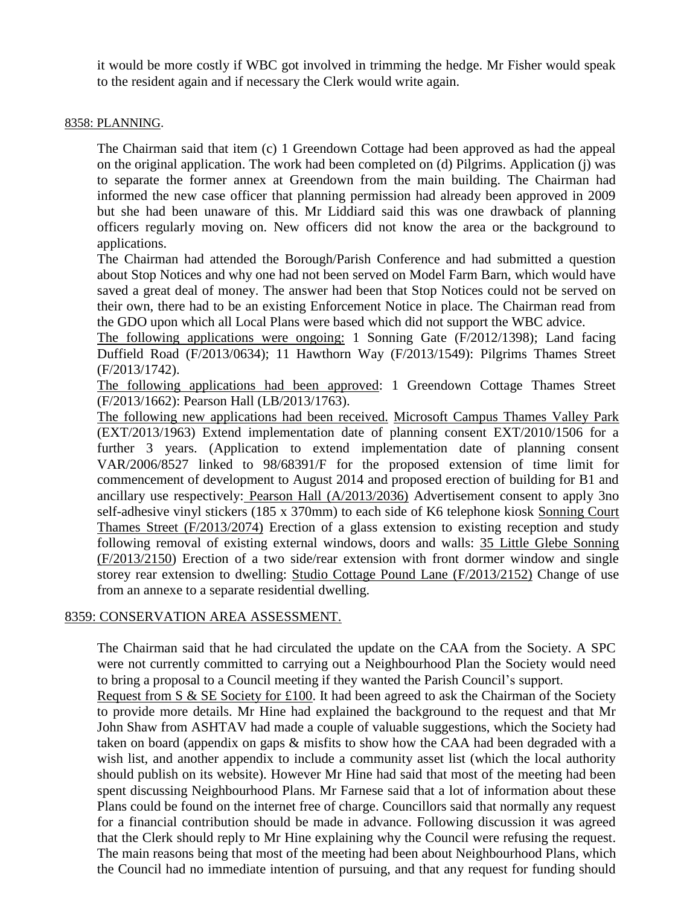it would be more costly if WBC got involved in trimming the hedge. Mr Fisher would speak to the resident again and if necessary the Clerk would write again.

8358: PLANNING.

The Chairman said that item (c) 1 Greendown Cottage had been approved as had the appeal on the original application. The work had been completed on (d) Pilgrims. Application (j) was to separate the former annex at Greendown from the main building. The Chairman had informed the new case officer that planning permission had already been approved in 2009 but she had been unaware of this. Mr Liddiard said this was one drawback of planning officers regularly moving on. New officers did not know the area or the background to applications.

The Chairman had attended the Borough/Parish Conference and had submitted a question about Stop Notices and why one had not been served on Model Farm Barn, which would have saved a great deal of money. The answer had been that Stop Notices could not be served on their own, there had to be an existing Enforcement Notice in place. The Chairman read from the GDO upon which all Local Plans were based which did not support the WBC advice.

The following applications were ongoing: 1 Sonning Gate (F/2012/1398); Land facing Duffield Road (F/2013/0634); 11 Hawthorn Way (F/2013/1549): Pilgrims Thames Street (F/2013/1742).

The following applications had been approved: 1 Greendown Cottage Thames Street (F/2013/1662): Pearson Hall (LB/2013/1763).

The following new applications had been received. Microsoft Campus Thames Valley Park (EXT/2013/1963) Extend implementation date of planning consent EXT/2010/1506 for a further 3 years. (Application to extend implementation date of planning consent VAR/2006/8527 linked to 98/68391/F for the proposed extension of time limit for commencement of development to August 2014 and proposed erection of building for B1 and ancillary use respectively: Pearson Hall (A/2013/2036) Advertisement consent to apply 3no self-adhesive vinyl stickers (185 x 370mm) to each side of K6 telephone kiosk Sonning Court Thames Street (F/2013/2074) Erection of a glass extension to existing reception and study following removal of existing external windows, doors and walls: 35 Little Glebe Sonning (F/2013/2150) Erection of a two side/rear extension with front dormer window and single storey rear extension to dwelling: Studio Cottage Pound Lane (F/2013/2152) Change of use from an annexe to a separate residential dwelling.

8359: CONSERVATION AREA ASSESSMENT.

The Chairman said that he had circulated the update on the CAA from the Society. A SPC were not currently committed to carrying out a Neighbourhood Plan the Society would need to bring a proposal to a Council meeting if they wanted the Parish Council's support.

Request from S & SE Society for £100. It had been agreed to ask the Chairman of the Society to provide more details. Mr Hine had explained the background to the request and that Mr John Shaw from ASHTAV had made a couple of valuable suggestions, which the Society had taken on board (appendix on gaps & misfits to show how the CAA had been degraded with a wish list, and another appendix to include a community asset list (which the local authority should publish on its website). However Mr Hine had said that most of the meeting had been spent discussing Neighbourhood Plans. Mr Farnese said that a lot of information about these Plans could be found on the internet free of charge. Councillors said that normally any request for a financial contribution should be made in advance. Following discussion it was agreed that the Clerk should reply to Mr Hine explaining why the Council were refusing the request. The main reasons being that most of the meeting had been about Neighbourhood Plans, which the Council had no immediate intention of pursuing, and that any request for funding should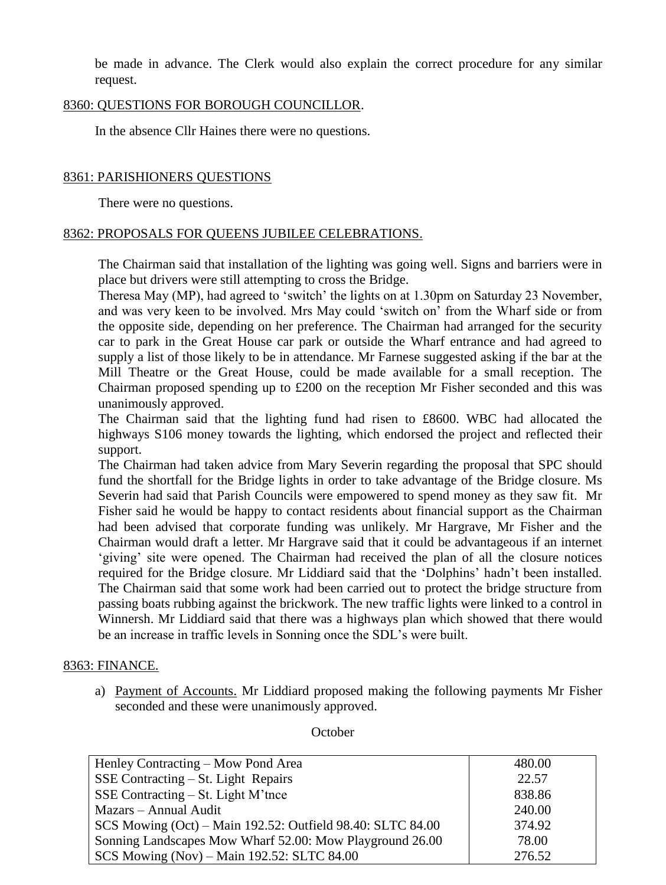be made in advance. The Clerk would also explain the correct procedure for any similar request.

## 8360: QUESTIONS FOR BOROUGH COUNCILLOR.

In the absence Cllr Haines there were no questions.

## 8361: PARISHIONERS QUESTIONS

There were no questions.

## 8362: PROPOSALS FOR QUEENS JUBILEE CELEBRATIONS.

The Chairman said that installation of the lighting was going well. Signs and barriers were in place but drivers were still attempting to cross the Bridge.

Theresa May (MP), had agreed to 'switch' the lights on at 1.30pm on Saturday 23 November, and was very keen to be involved. Mrs May could 'switch on' from the Wharf side or from the opposite side, depending on her preference. The Chairman had arranged for the security car to park in the Great House car park or outside the Wharf entrance and had agreed to supply a list of those likely to be in attendance. Mr Farnese suggested asking if the bar at the Mill Theatre or the Great House, could be made available for a small reception. The Chairman proposed spending up to £200 on the reception Mr Fisher seconded and this was unanimously approved.

The Chairman said that the lighting fund had risen to £8600. WBC had allocated the highways S106 money towards the lighting, which endorsed the project and reflected their support.

The Chairman had taken advice from Mary Severin regarding the proposal that SPC should fund the shortfall for the Bridge lights in order to take advantage of the Bridge closure. Ms Severin had said that Parish Councils were empowered to spend money as they saw fit. Mr Fisher said he would be happy to contact residents about financial support as the Chairman had been advised that corporate funding was unlikely. Mr Hargrave, Mr Fisher and the Chairman would draft a letter. Mr Hargrave said that it could be advantageous if an internet 'giving' site were opened. The Chairman had received the plan of all the closure notices required for the Bridge closure. Mr Liddiard said that the 'Dolphins' hadn't been installed. The Chairman said that some work had been carried out to protect the bridge structure from passing boats rubbing against the brickwork. The new traffic lights were linked to a control in Winnersh. Mr Liddiard said that there was a highways plan which showed that there would be an increase in traffic levels in Sonning once the SDL's were built.

## 8363: FINANCE.

a) Payment of Accounts. Mr Liddiard proposed making the following payments Mr Fisher seconded and these were unanimously approved.

October

| | |
|---|---|
| Henley Contracting – Mow Pond Area | 480.00 |
| SSE Contracting – St. Light Repairs | 22.57 |
| SSE Contracting – St. Light M'tnce | 838.86 |
| Mazars – Annual Audit | 240.00 |
| SCS Mowing (Oct) – Main 192.52: Outfield 98.40: SLTC 84.00 | 374.92 |
| Sonning Landscapes Mow Wharf 52.00: Mow Playground 26.00 | 78.00 |
| SCS Mowing (Nov) – Main 192.52: SLTC 84.00 | 276.52 |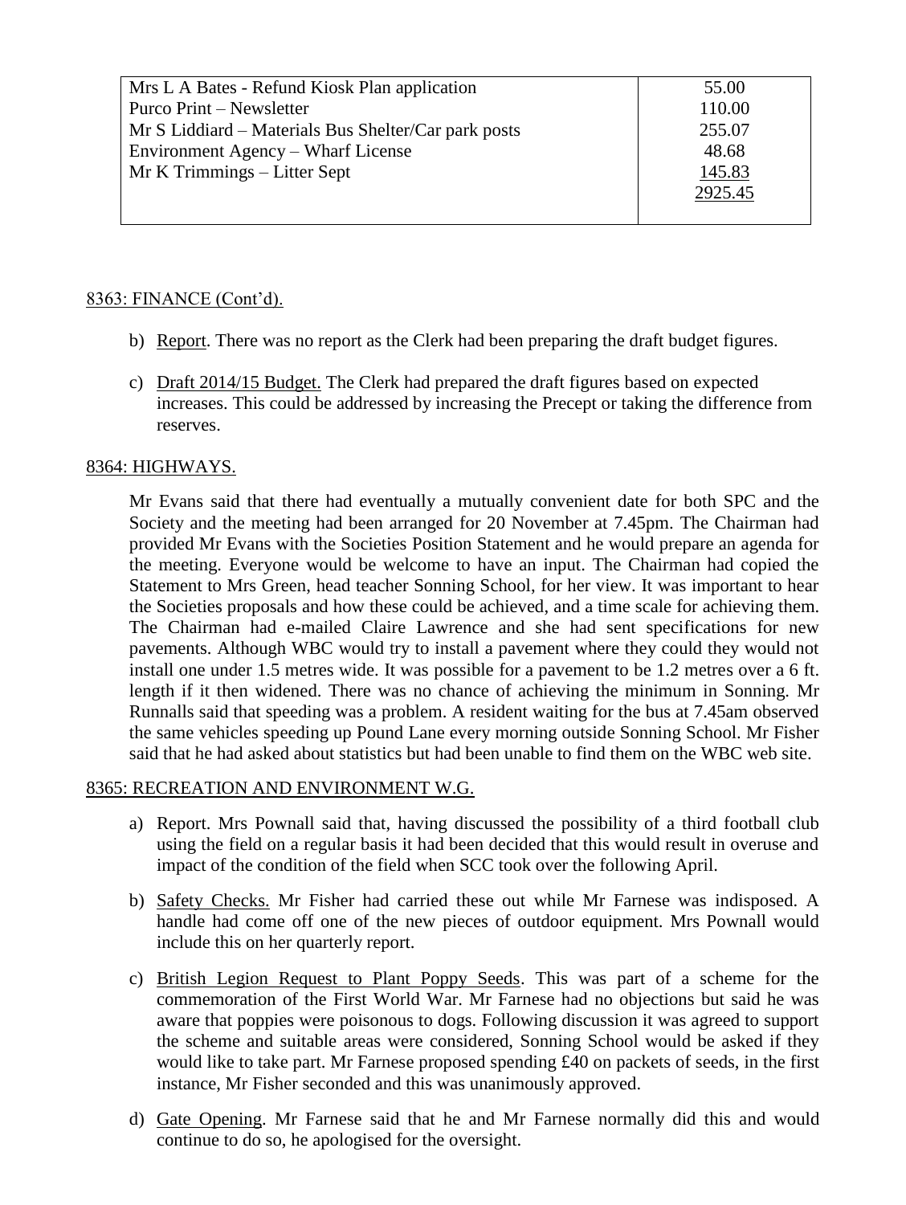| | |
|---|---|
| Mrs L A Bates - Refund Kiosk Plan application | 55.00 |
| Purco Print – Newsletter | 110.00 |
| Mr S Liddiard – Materials Bus Shelter/Car park posts | 255.07 |
| Environment Agency – Wharf License | 48.68 |
| Mr K Trimmings – Litter Sept | 145.83 |
| | 2925.45 |

8363: FINANCE (Cont'd).

b) Report. There was no report as the Clerk had been preparing the draft budget figures.

c) Draft 2014/15 Budget. The Clerk had prepared the draft figures based on expected increases. This could be addressed by increasing the Precept or taking the difference from reserves.

8364: HIGHWAYS.

Mr Evans said that there had eventually a mutually convenient date for both SPC and the Society and the meeting had been arranged for 20 November at 7.45pm. The Chairman had provided Mr Evans with the Societies Position Statement and he would prepare an agenda for the meeting. Everyone would be welcome to have an input. The Chairman had copied the Statement to Mrs Green, head teacher Sonning School, for her view. It was important to hear the Societies proposals and how these could be achieved, and a time scale for achieving them. The Chairman had e-mailed Claire Lawrence and she had sent specifications for new pavements. Although WBC would try to install a pavement where they could they would not install one under 1.5 metres wide. It was possible for a pavement to be 1.2 metres over a 6 ft. length if it then widened. There was no chance of achieving the minimum in Sonning. Mr Runnalls said that speeding was a problem. A resident waiting for the bus at 7.45am observed the same vehicles speeding up Pound Lane every morning outside Sonning School. Mr Fisher said that he had asked about statistics but had been unable to find them on the WBC web site.

8365: RECREATION AND ENVIRONMENT W.G.

a) Report. Mrs Pownall said that, having discussed the possibility of a third football club using the field on a regular basis it had been decided that this would result in overuse and impact of the condition of the field when SCC took over the following April.

b) Safety Checks. Mr Fisher had carried these out while Mr Farnese was indisposed. A handle had come off one of the new pieces of outdoor equipment. Mrs Pownall would include this on her quarterly report.

c) British Legion Request to Plant Poppy Seeds. This was part of a scheme for the commemoration of the First World War. Mr Farnese had no objections but said he was aware that poppies were poisonous to dogs. Following discussion it was agreed to support the scheme and suitable areas were considered, Sonning School would be asked if they would like to take part. Mr Farnese proposed spending £40 on packets of seeds, in the first instance, Mr Fisher seconded and this was unanimously approved.

d) Gate Opening. Mr Farnese said that he and Mr Farnese normally did this and would continue to do so, he apologised for the oversight.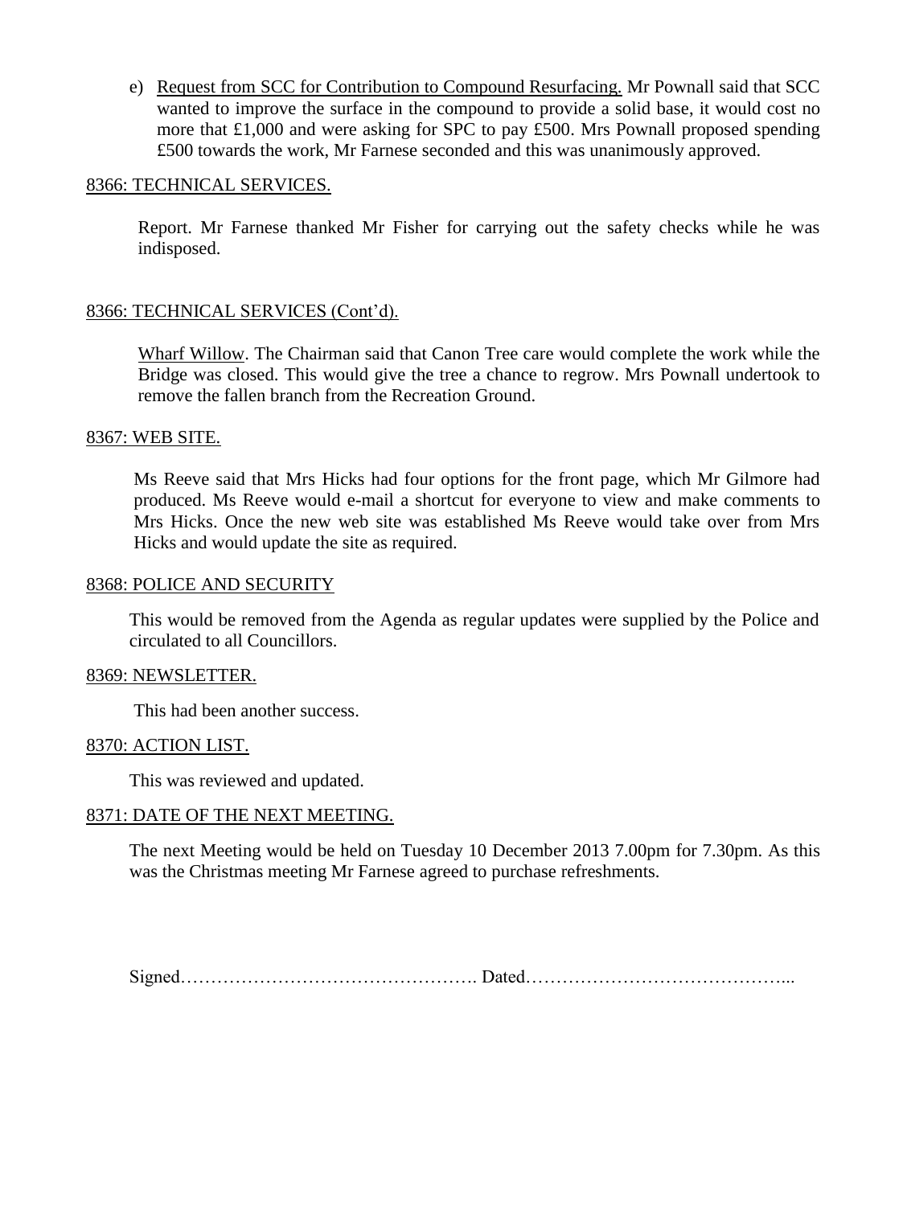e) <u>Request from SCC for Contribution to Compound Resurfacing.</u> Mr Pownall said that SCC wanted to improve the surface in the compound to provide a solid base, it would cost no more that £1,000 and were asking for SPC to pay £500. Mrs Pownall proposed spending £500 towards the work, Mr Farnese seconded and this was unanimously approved.

<u>8366: TECHNICAL SERVICES.</u>

Report. Mr Farnese thanked Mr Fisher for carrying out the safety checks while he was indisposed.

<u>8366: TECHNICAL SERVICES (Cont'd).</u>

<u>Wharf Willow</u>. The Chairman said that Canon Tree care would complete the work while the Bridge was closed. This would give the tree a chance to regrow. Mrs Pownall undertook to remove the fallen branch from the Recreation Ground.

<u>8367: WEB SITE.</u>

Ms Reeve said that Mrs Hicks had four options for the front page, which Mr Gilmore had produced. Ms Reeve would e-mail a shortcut for everyone to view and make comments to Mrs Hicks. Once the new web site was established Ms Reeve would take over from Mrs Hicks and would update the site as required.

<u>8368: POLICE AND SECURITY</u>

This would be removed from the Agenda as regular updates were supplied by the Police and circulated to all Councillors.

<u>8369: NEWSLETTER.</u>

This had been another success.

<u>8370: ACTION LIST.</u>

This was reviewed and updated.

<u>8371: DATE OF THE NEXT MEETING.</u>

The next Meeting would be held on Tuesday 10 December 2013 7.00pm for 7.30pm. As this was the Christmas meeting Mr Farnese agreed to purchase refreshments.

Signed…………………………………………. Dated……………………………………...